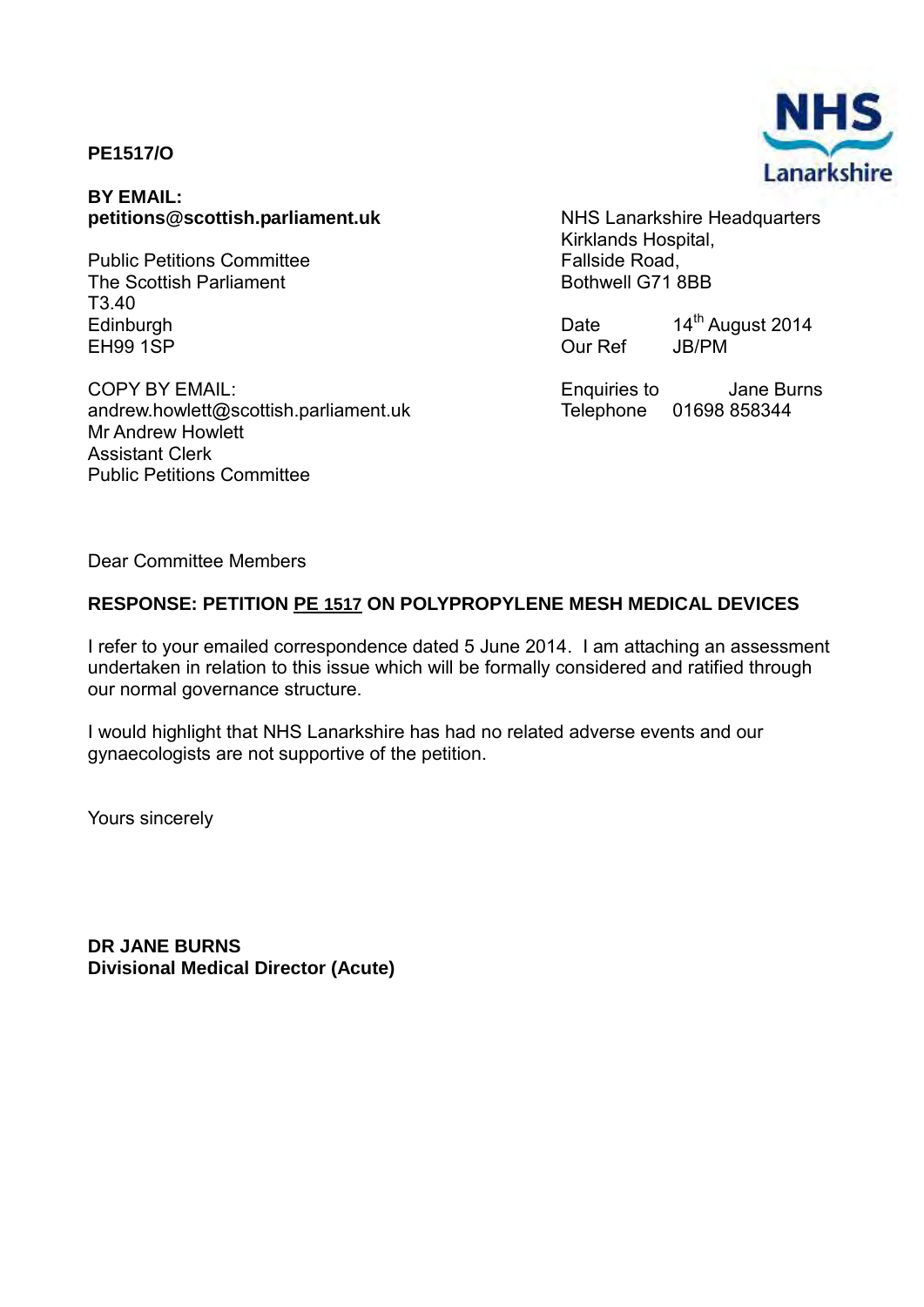**PE1517/O**

NHS Lanarkshire

**BY EMAIL:**
**petitions@scottish.parliament.uk**

Public Petitions Committee
The Scottish Parliament
T3.40
Edinburgh
EH99 1SP

COPY BY EMAIL:
andrew.howlett@scottish.parliament.uk
Mr Andrew Howlett
Assistant Clerk
Public Petitions Committee

NHS Lanarkshire Headquarters
Kirklands Hospital,
Fallside Road,
Bothwell G71 8BB

Date 14th August 2014
Our Ref JB/PM

Enquiries to Jane Burns
Telephone 01698 858344

Dear Committee Members

**RESPONSE: PETITION PE 1517 ON POLYPROPYLENE MESH MEDICAL DEVICES**

I refer to your emailed correspondence dated 5 June 2014. I am attaching an assessment undertaken in relation to this issue which will be formally considered and ratified through our normal governance structure.

I would highlight that NHS Lanarkshire has had no related adverse events and our gynaecologists are not supportive of the petition.

Yours sincerely

**DR JANE BURNS**
**Divisional Medical Director (Acute)**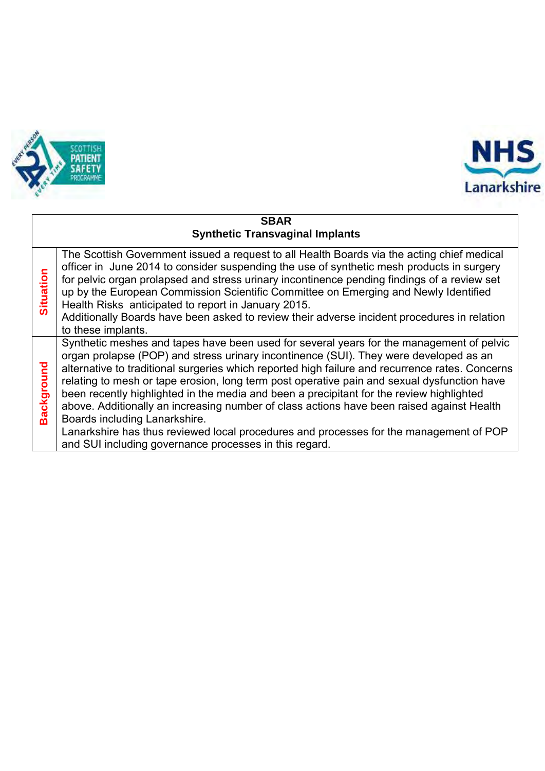| SBAR Synthetic Transvaginal Implants | |
|---|---|
| **Situation** | The Scottish Government issued a request to all Health Boards via the acting chief medical officer in June 2014 to consider suspending the use of synthetic mesh products in surgery for pelvic organ prolapsed and stress urinary incontinence pending findings of a review set up by the European Commission Scientific Committee on Emerging and Newly Identified Health Risks anticipated to report in January 2015. Additionally Boards have been asked to review their adverse incident procedures in relation to these implants. |
| **Background** | Synthetic meshes and tapes have been used for several years for the management of pelvic organ prolapse (POP) and stress urinary incontinence (SUI). They were developed as an alternative to traditional surgeries which reported high failure and recurrence rates. Concerns relating to mesh or tape erosion, long term post operative pain and sexual dysfunction have been recently highlighted in the media and been a precipitant for the review highlighted above. Additionally an increasing number of class actions have been raised against Health Boards including Lanarkshire. Lanarkshire has thus reviewed local procedures and processes for the management of POP and SUI including governance processes in this regard. |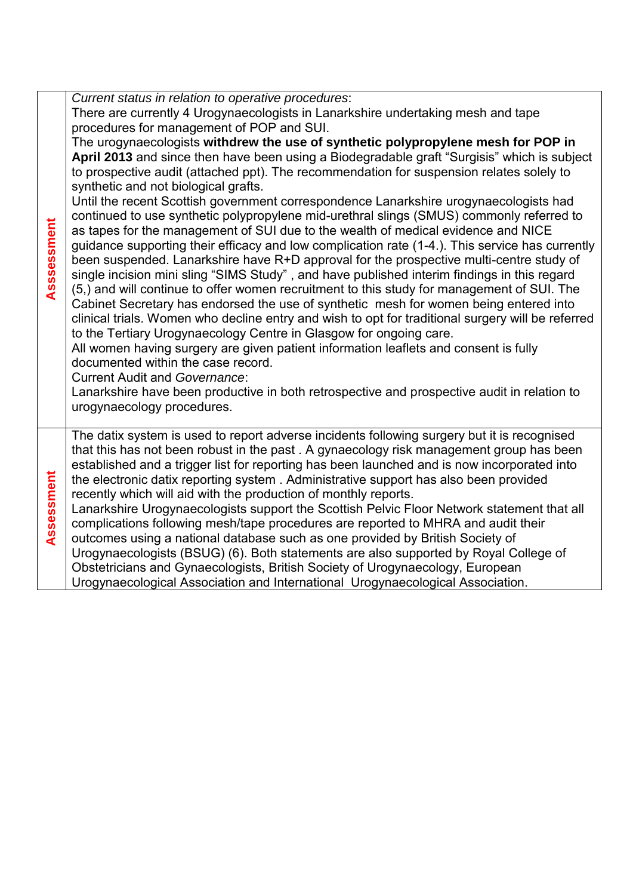| | |
|---|---|
| **Asssessment** | *Current status in relation to operative procedures*:<br>There are currently 4 Urogynaecologists in Lanarkshire undertaking mesh and tape procedures for management of POP and SUI.<br>The urogynaecologists **withdrew the use of synthetic polypropylene mesh for POP in April 2013** and since then have been using a Biodegradable graft "Surgisis" which is subject to prospective audit (attached ppt). The recommendation for suspension relates solely to synthetic and not biological grafts.<br>Until the recent Scottish government correspondence Lanarkshire urogynaecologists had continued to use synthetic polypropylene mid-urethral slings (SMUS) commonly referred to as tapes for the management of SUI due to the wealth of medical evidence and NICE guidance supporting their efficacy and low complication rate (1-4.). This service has currently been suspended. Lanarkshire have R+D approval for the prospective multi-centre study of single incision mini sling "SIMS Study" , and have published interim findings in this regard (5,) and will continue to offer women recruitment to this study for management of SUI. The Cabinet Secretary has endorsed the use of synthetic mesh for women being entered into clinical trials. Women who decline entry and wish to opt for traditional surgery will be referred to the Tertiary Urogynaecology Centre in Glasgow for ongoing care.<br>All women having surgery are given patient information leaflets and consent is fully documented within the case record.<br>Current Audit and *Governance*:<br>Lanarkshire have been productive in both retrospective and prospective audit in relation to urogynaecology procedures. |
| **Assessment** | The datix system is used to report adverse incidents following surgery but it is recognised that this has not been robust in the past . A gynaecology risk management group has been established and a trigger list for reporting has been launched and is now incorporated into the electronic datix reporting system . Administrative support has also been provided recently which will aid with the production of monthly reports.<br>Lanarkshire Urogynaecologists support the Scottish Pelvic Floor Network statement that all complications following mesh/tape procedures are reported to MHRA and audit their outcomes using a national database such as one provided by British Society of Urogynaecologists (BSUG) (6). Both statements are also supported by Royal College of Obstetricians and Gynaecologists, British Society of Urogynaecology, European Urogynaecological Association and International Urogynaecological Association. |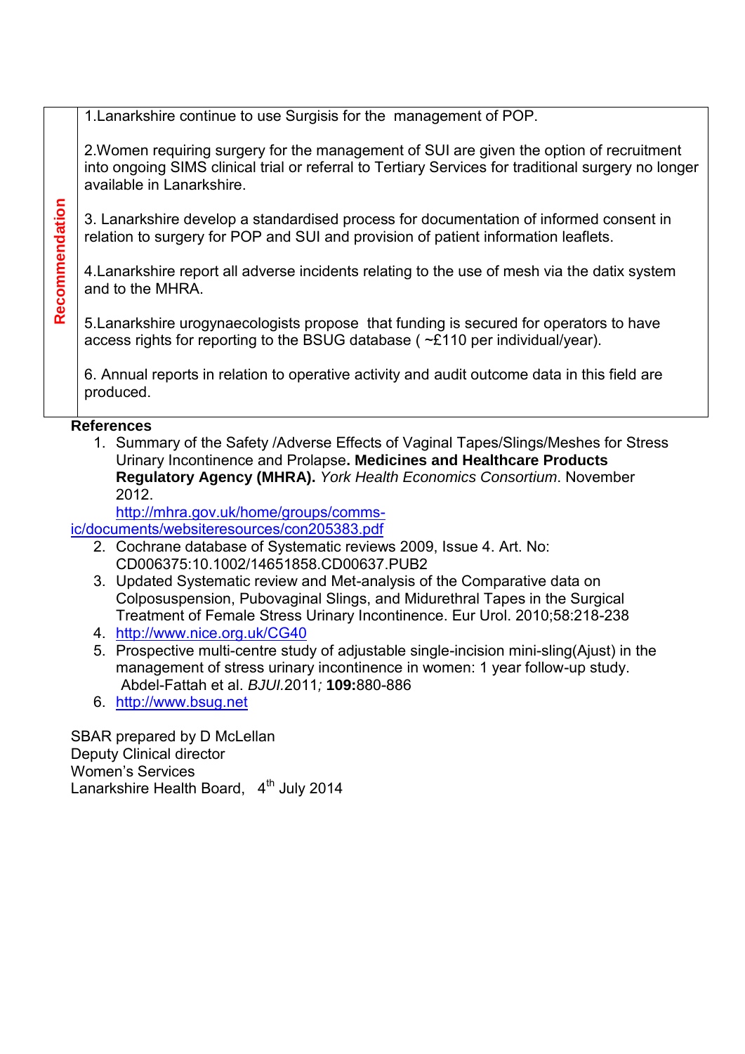| Recommendation | |
|---|---|
| Recommendation | 1.Lanarkshire continue to use Surgisis for the management of POP.<br><br>2.Women requiring surgery for the management of SUI are given the option of recruitment into ongoing SIMS clinical trial or referral to Tertiary Services for traditional surgery no longer available in Lanarkshire.<br><br>3. Lanarkshire develop a standardised process for documentation of informed consent in relation to surgery for POP and SUI and provision of patient information leaflets.<br><br>4.Lanarkshire report all adverse incidents relating to the use of mesh via the datix system and to the MHRA.<br><br>5.Lanarkshire urogynaecologists propose that funding is secured for operators to have access rights for reporting to the BSUG database ( ~£110 per individual/year).<br><br>6. Annual reports in relation to operative activity and audit outcome data in this field are produced. |

**References**

1. Summary of the Safety /Adverse Effects of Vaginal Tapes/Slings/Meshes for Stress Urinary Incontinence and Prolapse**. Medicines and Healthcare Products Regulatory Agency (MHRA).** *York Health Economics Consortium*. November 2012.
   http://mhra.gov.uk/home/groups/comms-ic/documents/websiteresources/con205383.pdf
2. Cochrane database of Systematic reviews 2009, Issue 4. Art. No: CD006375:10.1002/14651858.CD00637.PUB2
3. Updated Systematic review and Met-analysis of the Comparative data on Colposuspension, Pubovaginal Slings, and Midurethral Tapes in the Surgical Treatment of Female Stress Urinary Incontinence. Eur Urol. 2010;58:218-238
4. http://www.nice.org.uk/CG40
5. Prospective multi-centre study of adjustable single-incision mini-sling(Ajust) in the management of stress urinary incontinence in women: 1 year follow-up study. Abdel-Fattah et al. *BJUI.*2011*;* **109:**880-886
6. http://www.bsug.net

SBAR prepared by D McLellan
Deputy Clinical director
Women's Services
Lanarkshire Health Board, 4th July 2014